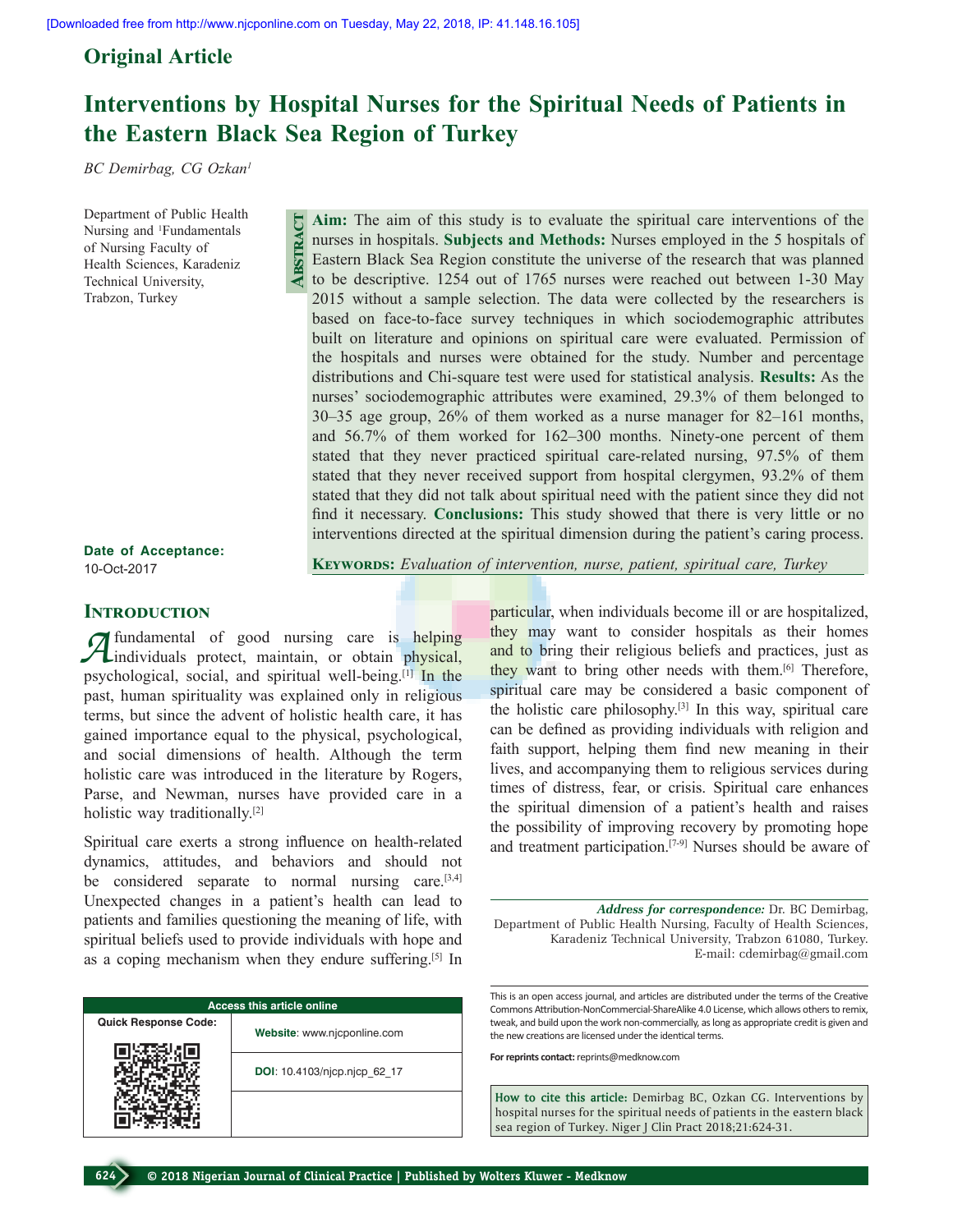Original Article

# Interventions by Hospital Nurses for the Spiritual Needs of Patients in the Eastern Black Sea Region of Turkey

*BC Demirbag, CG Ozkan*[1]

Department of Public Health Nursing and [1]Fundamentals of Nursing Faculty of Health Sciences, Karadeniz Technical University, Trabzon, Turkey

**Date of Acceptance:**
10-Oct-2017

## Abstract

**Aim:** The aim of this study is to evaluate the spiritual care interventions of the nurses in hospitals. **Subjects and Methods:** Nurses employed in the 5 hospitals of Eastern Black Sea Region constitute the universe of the research that was planned to be descriptive. 1254 out of 1765 nurses were reached out between 1-30 May 2015 without a sample selection. The data were collected by the researchers is based on face-to-face survey techniques in which sociodemographic attributes built on literature and opinions on spiritual care were evaluated. Permission of the hospitals and nurses were obtained for the study. Number and percentage distributions and Chi-square test were used for statistical analysis. **Results:** As the nurses' sociodemographic attributes were examined, 29.3% of them belonged to 30–35 age group, 26% of them worked as a nurse manager for 82–161 months, and 56.7% of them worked for 162–300 months. Ninety-one percent of them stated that they never practiced spiritual care-related nursing, 97.5% of them stated that they never received support from hospital clergymen, 93.2% of them stated that they did not talk about spiritual need with the patient since they did not find it necessary. **Conclusions:** This study showed that there is very little or no interventions directed at the spiritual dimension during the patient's caring process.

**Keywords:** *Evaluation of intervention, nurse, patient, spiritual care, Turkey*

## Introduction

A fundamental of good nursing care is helping individuals protect, maintain, or obtain physical, psychological, social, and spiritual well-being.[1] In the past, human spirituality was explained only in religious terms, but since the advent of holistic health care, it has gained importance equal to the physical, psychological, and social dimensions of health. Although the term holistic care was introduced in the literature by Rogers, Parse, and Newman, nurses have provided care in a holistic way traditionally.[2]

Spiritual care exerts a strong influence on health-related dynamics, attitudes, and behaviors and should not be considered separate to normal nursing care.[3,4] Unexpected changes in a patient's health can lead to patients and families questioning the meaning of life, with spiritual beliefs used to provide individuals with hope and as a coping mechanism when they endure suffering.[5] In particular, when individuals become ill or are hospitalized, they may want to consider hospitals as their homes and to bring their religious beliefs and practices, just as they want to bring other needs with them.[6] Therefore, spiritual care may be considered a basic component of the holistic care philosophy.[3] In this way, spiritual care can be defined as providing individuals with religion and faith support, helping them find new meaning in their lives, and accompanying them to religious services during times of distress, fear, or crisis. Spiritual care enhances the spiritual dimension of a patient's health and raises the possibility of improving recovery by promoting hope and treatment participation.[7-9] Nurses should be aware of

***Address for correspondence:*** Dr. BC Demirbag, Department of Public Health Nursing, Faculty of Health Sciences, Karadeniz Technical University, Trabzon 61080, Turkey. E-mail: cdemirbag@gmail.com

| Access this article online | |
|---|---|
| Quick Response Code: | **Website**: www.njcponline.com |
| | **DOI**: 10.4103/njcp.njcp_62_17 |

This is an open access journal, and articles are distributed under the terms of the Creative Commons Attribution-NonCommercial-ShareAlike 4.0 License, which allows others to remix, tweak, and build upon the work non-commercially, as long as appropriate credit is given and the new creations are licensed under the identical terms.

**For reprints contact:** reprints@medknow.com

**How to cite this article:** Demirbag BC, Ozkan CG. Interventions by hospital nurses for the spiritual needs of patients in the eastern black sea region of Turkey. Niger J Clin Pract 2018;21:624-31.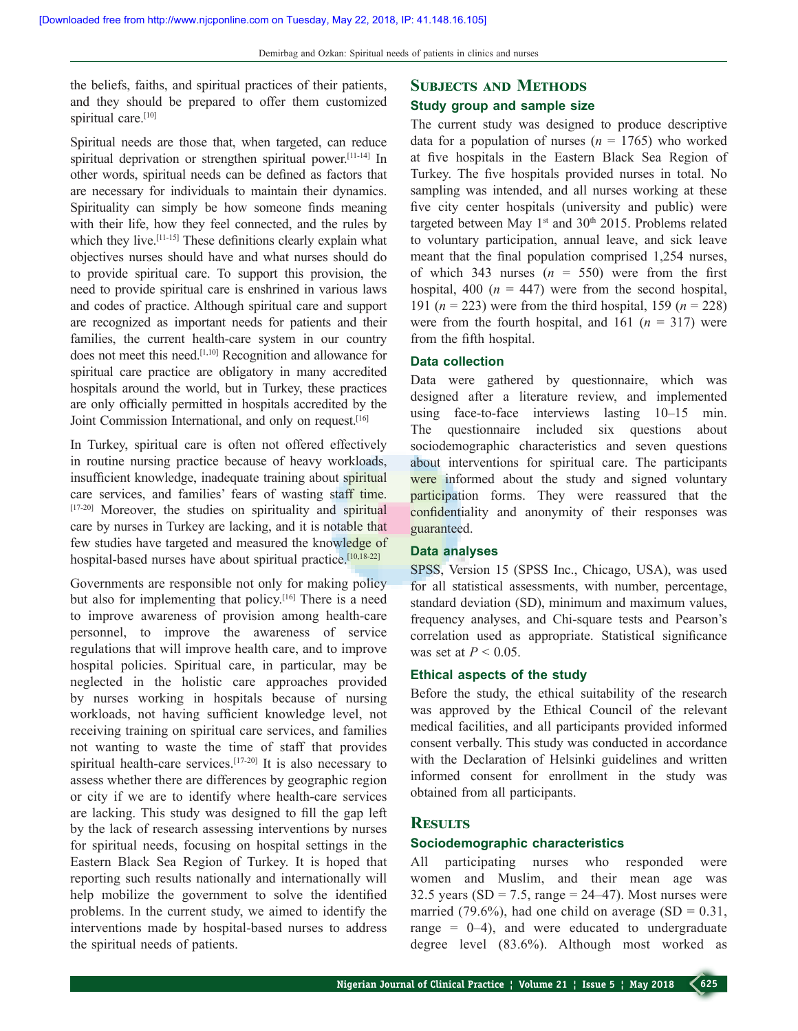the beliefs, faiths, and spiritual practices of their patients, and they should be prepared to offer them customized spiritual care.[10]

Spiritual needs are those that, when targeted, can reduce spiritual deprivation or strengthen spiritual power.[11-14] In other words, spiritual needs can be defined as factors that are necessary for individuals to maintain their dynamics. Spirituality can simply be how someone finds meaning with their life, how they feel connected, and the rules by which they live.[11-15] These definitions clearly explain what objectives nurses should have and what nurses should do to provide spiritual care. To support this provision, the need to provide spiritual care is enshrined in various laws and codes of practice. Although spiritual care and support are recognized as important needs for patients and their families, the current health-care system in our country does not meet this need.[1,10] Recognition and allowance for spiritual care practice are obligatory in many accredited hospitals around the world, but in Turkey, these practices are only officially permitted in hospitals accredited by the Joint Commission International, and only on request.[16]

In Turkey, spiritual care is often not offered effectively in routine nursing practice because of heavy workloads, insufficient knowledge, inadequate training about spiritual care services, and families' fears of wasting staff time.[17-20] Moreover, the studies on spirituality and spiritual care by nurses in Turkey are lacking, and it is notable that few studies have targeted and measured the knowledge of hospital-based nurses have about spiritual practice.[10,18-22]

Governments are responsible not only for making policy but also for implementing that policy.[16] There is a need to improve awareness of provision among health-care personnel, to improve the awareness of service regulations that will improve health care, and to improve hospital policies. Spiritual care, in particular, may be neglected in the holistic care approaches provided by nurses working in hospitals because of nursing workloads, not having sufficient knowledge level, not receiving training on spiritual care services, and families not wanting to waste the time of staff that provides spiritual health-care services.[17-20] It is also necessary to assess whether there are differences by geographic region or city if we are to identify where health-care services are lacking. This study was designed to fill the gap left by the lack of research assessing interventions by nurses for spiritual needs, focusing on hospital settings in the Eastern Black Sea Region of Turkey. It is hoped that reporting such results nationally and internationally will help mobilize the government to solve the identified problems. In the current study, we aimed to identify the interventions made by hospital-based nurses to address the spiritual needs of patients.

## Subjects and Methods

### Study group and sample size

The current study was designed to produce descriptive data for a population of nurses ($n$ = 1765) who worked at five hospitals in the Eastern Black Sea Region of Turkey. The five hospitals provided nurses in total. No sampling was intended, and all nurses working at these five city center hospitals (university and public) were targeted between May 1st and 30th 2015. Problems related to voluntary participation, annual leave, and sick leave meant that the final population comprised 1,254 nurses, of which 343 nurses ($n$ = 550) were from the first hospital, 400 ($n$ = 447) were from the second hospital, 191 ($n$ = 223) were from the third hospital, 159 ($n$ = 228) were from the fourth hospital, and 161 ($n$ = 317) were from the fifth hospital.

### Data collection

Data were gathered by questionnaire, which was designed after a literature review, and implemented using face-to-face interviews lasting 10–15 min. The questionnaire included six questions about sociodemographic characteristics and seven questions about interventions for spiritual care. The participants were informed about the study and signed voluntary participation forms. They were reassured that the confidentiality and anonymity of their responses was guaranteed.

### Data analyses

SPSS, Version 15 (SPSS Inc., Chicago, USA), was used for all statistical assessments, with number, percentage, standard deviation (SD), minimum and maximum values, frequency analyses, and Chi-square tests and Pearson's correlation used as appropriate. Statistical significance was set at $P < 0.05$.

### Ethical aspects of the study

Before the study, the ethical suitability of the research was approved by the Ethical Council of the relevant medical facilities, and all participants provided informed consent verbally. This study was conducted in accordance with the Declaration of Helsinki guidelines and written informed consent for enrollment in the study was obtained from all participants.

## Results

### Sociodemographic characteristics

All participating nurses who responded were women and Muslim, and their mean age was 32.5 years (SD = 7.5, range = 24–47). Most nurses were married (79.6%), had one child on average (SD = 0.31, range = 0–4), and were educated to undergraduate degree level (83.6%). Although most worked as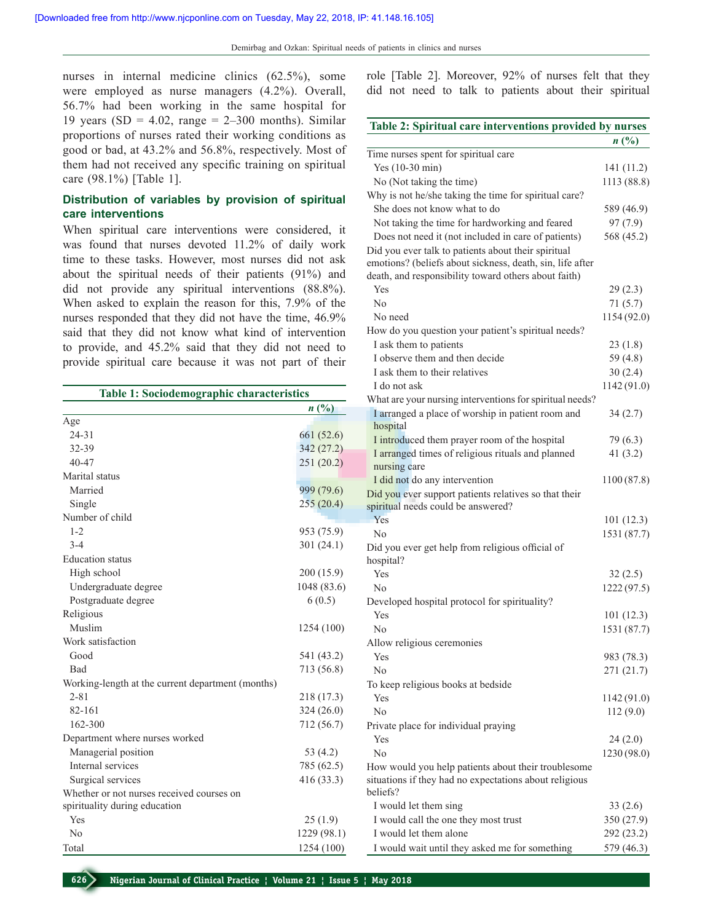nurses in internal medicine clinics (62.5%), some were employed as nurse managers (4.2%). Overall, 56.7% had been working in the same hospital for 19 years (SD = 4.02, range = 2–300 months). Similar proportions of nurses rated their working conditions as good or bad, at 43.2% and 56.8%, respectively. Most of them had not received any specific training on spiritual care (98.1%) [Table 1].

### Distribution of variables by provision of spiritual care interventions

When spiritual care interventions were considered, it was found that nurses devoted 11.2% of daily work time to these tasks. However, most nurses did not ask about the spiritual needs of their patients (91%) and did not provide any spiritual interventions (88.8%). When asked to explain the reason for this, 7.9% of the nurses responded that they did not have the time, 46.9% said that they did not know what kind of intervention to provide, and 45.2% said that they did not need to provide spiritual care because it was not part of their role [Table 2]. Moreover, 92% of nurses felt that they did not need to talk to patients about their spiritual

**Table 1: Sociodemographic characteristics**

| | *n* (%) |
|---|---|
| Age | |
| 24-31 | 661 (52.6) |
| 32-39 | 342 (27.2) |
| 40-47 | 251 (20.2) |
| Marital status | |
| Married | 999 (79.6) |
| Single | 255 (20.4) |
| Number of child | |
| 1-2 | 953 (75.9) |
| 3-4 | 301 (24.1) |
| Education status | |
| High school | 200 (15.9) |
| Undergraduate degree | 1048 (83.6) |
| Postgraduate degree | 6 (0.5) |
| Religious | |
| Muslim | 1254 (100) |
| Work satisfaction | |
| Good | 541 (43.2) |
| Bad | 713 (56.8) |
| Working-length at the current department (months) | |
| 2-81 | 218 (17.3) |
| 82-161 | 324 (26.0) |
| 162-300 | 712 (56.7) |
| Department where nurses worked | |
| Managerial position | 53 (4.2) |
| Internal services | 785 (62.5) |
| Surgical services | 416 (33.3) |
| Whether or not nurses received courses on spirituality during education | |
| Yes | 25 (1.9) |
| No | 1229 (98.1) |
| Total | 1254 (100) |

**Table 2: Spiritual care interventions provided by nurses**

| | *n* (%) |
|---|---|
| Time nurses spent for spiritual care | |
| Yes (10-30 min) | 141 (11.2) |
| No (Not taking the time) | 1113 (88.8) |
| Why is not he/she taking the time for spiritual care? | |
| She does not know what to do | 589 (46.9) |
| Not taking the time for hardworking and feared | 97 (7.9) |
| Does not need it (not included in care of patients) | 568 (45.2) |
| Did you ever talk to patients about their spiritual emotions? (beliefs about sickness, death, sin, life after death, and responsibility toward others about faith) | |
| Yes | 29 (2.3) |
| No | 71 (5.7) |
| No need | 1154 (92.0) |
| How do you question your patient's spiritual needs? | |
| I ask them to patients | 23 (1.8) |
| I observe them and then decide | 59 (4.8) |
| I ask them to their relatives | 30 (2.4) |
| I do not ask | 1142 (91.0) |
| What are your nursing interventions for spiritual needs? | |
| I arranged a place of worship in patient room and hospital | 34 (2.7) |
| I introduced them prayer room of the hospital | 79 (6.3) |
| I arranged times of religious rituals and planned nursing care | 41 (3.2) |
| I did not do any intervention | 1100 (87.8) |
| Did you ever support patients relatives so that their spiritual needs could be answered? | |
| Yes | 101 (12.3) |
| No | 1531 (87.7) |
| Did you ever get help from religious official of hospital? | |
| Yes | 32 (2.5) |
| No | 1222 (97.5) |
| Developed hospital protocol for spirituality? | |
| Yes | 101 (12.3) |
| No | 1531 (87.7) |
| Allow religious ceremonies | |
| Yes | 983 (78.3) |
| No | 271 (21.7) |
| To keep religious books at bedside | |
| Yes | 1142 (91.0) |
| No | 112 (9.0) |
| Private place for individual praying | |
| Yes | 24 (2.0) |
| No | 1230 (98.0) |
| How would you help patients about their troublesome situations if they had no expectations about religious beliefs? | |
| I would let them sing | 33 (2.6) |
| I would call the one they most trust | 350 (27.9) |
| I would let them alone | 292 (23.2) |
| I would wait until they asked me for something | 579 (46.3) |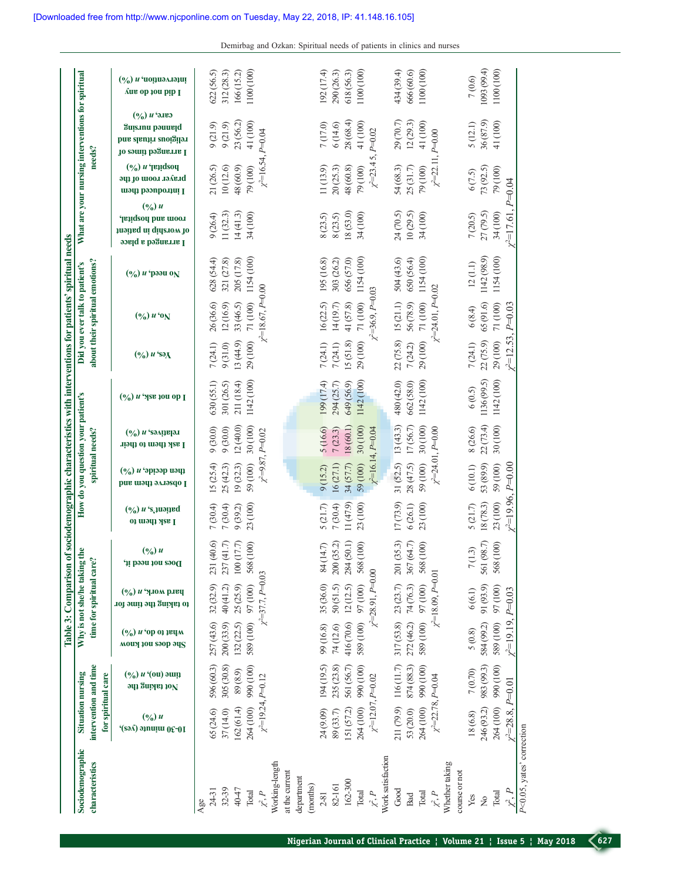[Downloaded free from http://www.njcponline.com on Tuesday, May 22, 2018, IP: 41.148.16.105]

**Table 3: Comparison of sociodemographic characteristics with interventions for patients' spiritual needs**

| Sociodemographic characteristics | Situation nursing intervention and time for spiritual care | | Why is not she/he taking the time for spiritual care? | | | How do you question your patient's spiritual needs? | | | | Did you ever talk to patient's about their spiritual emotions? | | | What are your nursing interventions for spiritual needs? | | | |
|---|---|---|---|---|---|---|---|---|---|---|---|---|---|---|---|---|
| | 10-30 minute (yes), n (%) | Not taking the time (no), n (%) | She does not know what to do, n (%) | to taking the time for hard work, n (%) | Does not need it, n (%) | I ask them to patient's, n (%) | I observe them and then decide, n (%) | I ask them to their relatives, n (%) | I do not ask, n (%) | Yes, n (%) | No, n (%) | No need, n (%) | I arranged a place of worship in patient room and hospital, n (%) | I introduced them prayer room of the hospital, n (%) | I arranged times of religious rituals and planned nursing care, n (%) | I did not do any intervention, n (%) |
| Age | | | | | | | | | | | | | | | | |
| 24-31 | 65 (24.6) | 596 (60.3) | 257 (43.6) | 32 (32.9) | 231 (40.6) | 7 (30.4) | 15 (25.4) | 9 (30.0) | 630 (55.1) | 7 (24.1) | 26 (36.6) | 628 (54.4) | 9 (26.4) | 21 (26.5) | 9 (21.9) | 622 (56.5) |
| 32-39 | 37 (14.0) | 305 (30.8) | 200 (33.9) | 40 (41.2) | 237 (41.7) | 7 (30.4) | 25 (42.3) | 9 (30.0) | 301 (26.5) | 9 (31.0) | 12 (16.9) | 321 (27.8) | 11 (32.3) | 10 (12.6) | 9 (21.9) | 312 (28.3) |
| 40-47 | 162 (61.4) | 89 (8.9) | 132 (22.5) | 25 (25.9) | 100 (17.7) | 9 (39.2) | 19 (32.3) | 12 (40.0) | 211 (18.4) | 13 (44.9) | 33 (46.5) | 205 (17.8) | 14 (41.3) | 48 (60.9) | 23 (56.2) | 166 (15.2) |
| Total | 264 (100) | 990 (100) | 589 (100) | 97 (100) | 568 (100) | 23 (100) | 59 (100) | 30 (100) | 1142 (100) | 29 (100) | 71 (100) | 1154 (100) | 34 (100) | 79 (100) | 41 (100) | 1100 (100) |
| $\chi^2$, P | $\chi^2$=19.24, P=0.12 | | $\chi^2$=37.7, P=0.03 | | | $\chi^2$=9.87, P=0.02 | | | | $\chi^2$=18.67, P=0.00 | | | $\chi^2$=16.54, P=0.04 | | | |
| Working-length at the current department (months) | | | | | | | | | | | | | | | | |
| 2-81 | 24 (9.09) | 194 (19.5) | 99 (16.8) | 35 (36.0) | 84 (14.7) | 5 (21.7) | 9 (15.2) | 5 (16.6) | 199 (17.4) | 7 (24.1) | 16 (22.5) | 195 (16.8) | 8 (23.5) | 11 (13.9) | 7 (17.0) | 192 (17.4) |
| 82-161 | 89 (33.7) | 235 (23.8) | 74 (12.6) | 50 (51.5) | 200 (35.2) | 7 (30.4) | 16 (27.1) | 7 (23.3) | 294 (25.7) | 7 (24.1) | 14 (19.7) | 303 (26.2) | 8 (23.5) | 20 (25.3) | 6 (14.6) | 290 (26.3) |
| 162-300 | 151 (57.2) | 561 (56.7) | 416 (70.6) | 12 (12.5) | 284 (50.1) | 11 (47.9) | 34 (57.7) | 18 (60.1) | 649 (56.9) | 15 (51.8) | 41 (57.8) | 656 (57.0) | 18 (53.0) | 48 (60.8) | 28 (68.4) | 618 (56.3) |
| Total | 264 (100) | 990 (100) | 589 (100) | 97 (100) | 568 (100) | 23 (100) | 59 (100) | 30 (100) | 1142 (100) | 29 (100) | 71 (100) | 1154 (100) | 34 (100) | 79 (100) | 41 (100) | 1100 (100) |
| $\chi^2$, P | $\chi^2$=12.07, P=0.02 | | $\chi^2$=28.91, P=0.00 | | | $\chi^2$=16.14, P=0.04 | | | | $\chi^2$=36.9, P=0.03 | | | $\chi^2$=23.45, P=0.02 | | | |
| Work satisfaction | | | | | | | | | | | | | | | | |
| Good | 211 (79.9) | 116 (11.7) | 317 (53.8) | 23 (23.7) | 201 (35.3) | 17 (73.9) | 31 (52.5) | 13 (43.3) | 480 (42.0) | 22 (75.8) | 15 (21.1) | 504 (43.6) | 24 (70.5) | 54 (68.3) | 29 (70.7) | 434 (39.4) |
| Bad | 53 (20.0) | 874 (88.3) | 272 (46.2) | 74 (76.3) | 367 (64.7) | 6 (26.1) | 28 (47.5) | 17 (56.7) | 662 (58.0) | 7 (24.2) | 56 (78.9) | 650 (56.4) | 10 (29.5) | 25 (31.7) | 12 (29.3) | 666 (60.6) |
| Total | 264 (100) | 990 (100) | 589 (100) | 97 (100) | 568 (100) | 23 (100) | 59 (100) | 30 (100) | 1142 (100) | 29 (100) | 71 (100) | 1154 (100) | 34 (100) | 79 (100) | 41 (100) | 1100 (100) |
| $\chi^2$, P | $\chi^2$=22.78, P=0.04 | | $\chi^2$=18.09, P=0.01 | | | $\chi^2$=24.01, P=0.00 | | | | $\chi^2$=24.01, P=0.02 | | | $\chi^2$=22.11, P=0.00 | | | |
| Whether taking course or not | | | | | | | | | | | | | | | | |
| Yes | 18 (6.8) | 7 (0.70) | 5 (0.8) | 6 (6.1) | 7 (1.3) | 5 (21.7) | 6 (10.1) | 8 (26.6) | 6 (0.5) | 7 (24.1) | 6 (8.4) | 12 (1.1) | 7 (20.5) | 6 (7.5) | 5 (12.1) | 7 (0.6) |
| No | 246 (93.2) | 983 (99.3) | 584 (99.2) | 91 (93.9) | 561 (98.7) | 18 (78.3) | 53 (89.9) | 22 (73.4) | 1136 (99.5) | 22 (75.9) | 65 (91.6) | 1142 (98.9) | 27 (79.5) | 73 (92.5) | 36 (87.9) | 1093 (99.4) |
| Total | 264 (100) | 990 (100) | 589 (100) | 97 (100) | 568 (100) | 23 (100) | 59 (100) | 30 (100) | 1142 (100) | 29 (100) | 71 (100) | 1154 (100) | 34 (100) | 79 (100) | 41 (100) | 1100 (100) |
| $\chi^2$, P | $\chi^2$=28.8, P=0.01 | | $\chi^2$=19.19, P=0.03 | | | $\chi^2$=19.96, P=0.00 | | | | $\chi^2$=12.53, P=0.03 | | | $\chi^2$=17.61, P=0.04 | | | |

P<0.05, yates' correction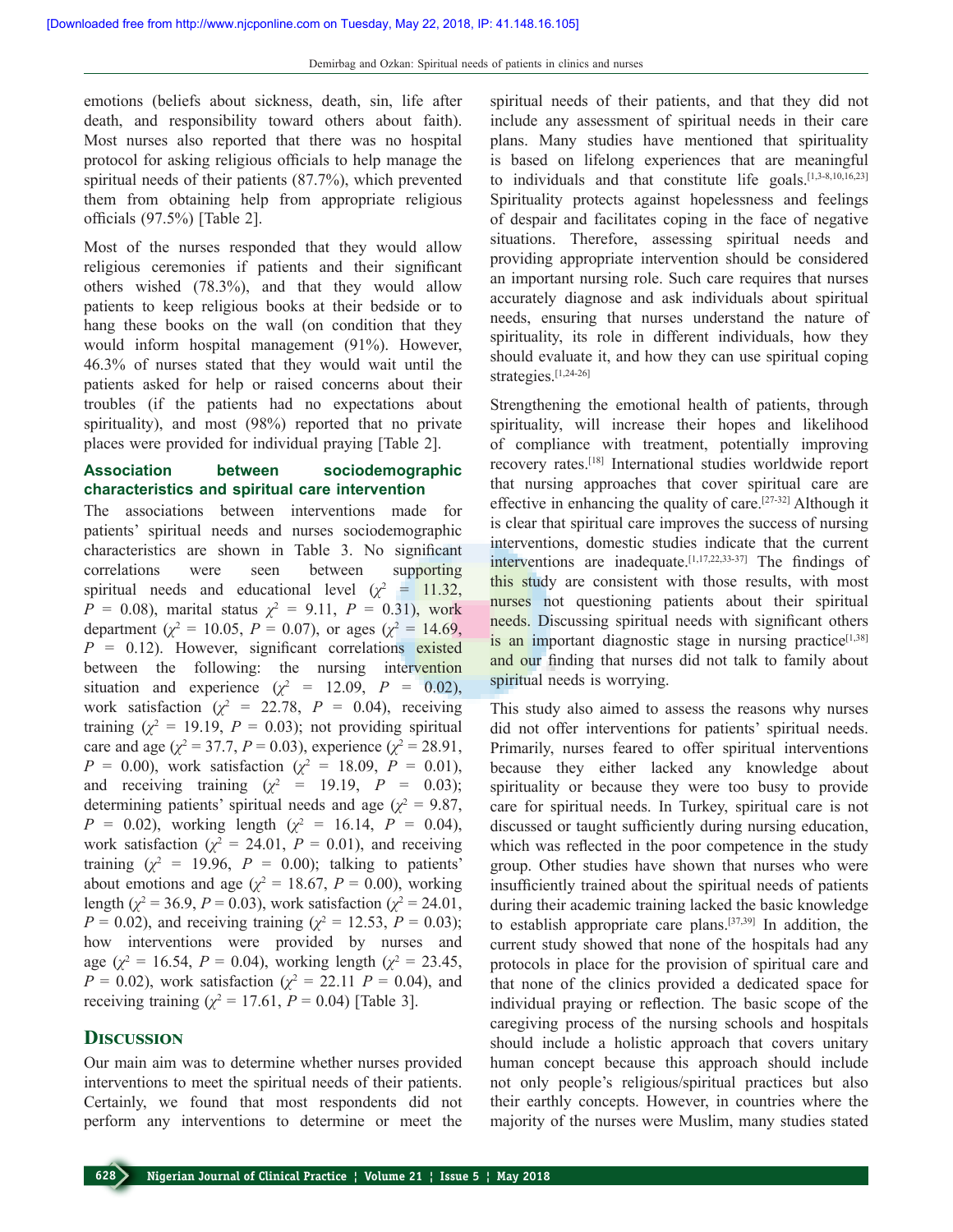emotions (beliefs about sickness, death, sin, life after death, and responsibility toward others about faith). Most nurses also reported that there was no hospital protocol for asking religious officials to help manage the spiritual needs of their patients (87.7%), which prevented them from obtaining help from appropriate religious officials (97.5%) [Table 2].

Most of the nurses responded that they would allow religious ceremonies if patients and their significant others wished (78.3%), and that they would allow patients to keep religious books at their bedside or to hang these books on the wall (on condition that they would inform hospital management (91%). However, 46.3% of nurses stated that they would wait until the patients asked for help or raised concerns about their troubles (if the patients had no expectations about spirituality), and most (98%) reported that no private places were provided for individual praying [Table 2].

### Association between sociodemographic characteristics and spiritual care intervention

The associations between interventions made for patients' spiritual needs and nurses sociodemographic characteristics are shown in Table 3. No significant correlations were seen between supporting spiritual needs and educational level ($\chi^2$ = 11.32, $P$ = 0.08), marital status $\chi^2$ = 9.11, $P$ = 0.31), work department ($\chi^2$ = 10.05, $P$ = 0.07), or ages ($\chi^2$ = 14.69, $P$ = 0.12). However, significant correlations existed between the following: the nursing intervention situation and experience ($\chi^2$ = 12.09, $P$ = 0.02), work satisfaction ($\chi^2$ = 22.78, $P$ = 0.04), receiving training ($\chi^2$ = 19.19, $P$ = 0.03); not providing spiritual care and age ($\chi^2$ = 37.7, $P$ = 0.03), experience ($\chi^2$ = 28.91, $P$ = 0.00), work satisfaction ($\chi^2$ = 18.09, $P$ = 0.01), and receiving training ($\chi^2$ = 19.19, $P$ = 0.03); determining patients' spiritual needs and age ($\chi^2$ = 9.87, $P$ = 0.02), working length ($\chi^2$ = 16.14, $P$ = 0.04), work satisfaction ($\chi^2$ = 24.01, $P$ = 0.01), and receiving training ($\chi^2$ = 19.96, $P$ = 0.00); talking to patients' about emotions and age ($\chi^2$ = 18.67, $P$ = 0.00), working length ($\chi^2$ = 36.9, $P$ = 0.03), work satisfaction ($\chi^2$ = 24.01, $P$ = 0.02), and receiving training ($\chi^2$ = 12.53, $P$ = 0.03); how interventions were provided by nurses and age ($\chi^2$ = 16.54, $P$ = 0.04), working length ($\chi^2$ = 23.45, $P$ = 0.02), work satisfaction ($\chi^2$ = 22.11 $P$ = 0.04), and receiving training ($\chi^2$ = 17.61, $P$ = 0.04) [Table 3].

## Discussion

Our main aim was to determine whether nurses provided interventions to meet the spiritual needs of their patients. Certainly, we found that most respondents did not perform any interventions to determine or meet the spiritual needs of their patients, and that they did not include any assessment of spiritual needs in their care plans. Many studies have mentioned that spirituality is based on lifelong experiences that are meaningful to individuals and that constitute life goals.[1,3-8,10,16,23] Spirituality protects against hopelessness and feelings of despair and facilitates coping in the face of negative situations. Therefore, assessing spiritual needs and providing appropriate intervention should be considered an important nursing role. Such care requires that nurses accurately diagnose and ask individuals about spiritual needs, ensuring that nurses understand the nature of spirituality, its role in different individuals, how they should evaluate it, and how they can use spiritual coping strategies.[1,24-26]

Strengthening the emotional health of patients, through spirituality, will increase their hopes and likelihood of compliance with treatment, potentially improving recovery rates.[18] International studies worldwide report that nursing approaches that cover spiritual care are effective in enhancing the quality of care.[27-32] Although it is clear that spiritual care improves the success of nursing interventions, domestic studies indicate that the current interventions are inadequate.[1,17,22,33-37] The findings of this study are consistent with those results, with most nurses not questioning patients about their spiritual needs. Discussing spiritual needs with significant others is an important diagnostic stage in nursing practice[1,38] and our finding that nurses did not talk to family about spiritual needs is worrying.

This study also aimed to assess the reasons why nurses did not offer interventions for patients' spiritual needs. Primarily, nurses feared to offer spiritual interventions because they either lacked any knowledge about spirituality or because they were too busy to provide care for spiritual needs. In Turkey, spiritual care is not discussed or taught sufficiently during nursing education, which was reflected in the poor competence in the study group. Other studies have shown that nurses who were insufficiently trained about the spiritual needs of patients during their academic training lacked the basic knowledge to establish appropriate care plans.[37,39] In addition, the current study showed that none of the hospitals had any protocols in place for the provision of spiritual care and that none of the clinics provided a dedicated space for individual praying or reflection. The basic scope of the caregiving process of the nursing schools and hospitals should include a holistic approach that covers unitary human concept because this approach should include not only people's religious/spiritual practices but also their earthly concepts. However, in countries where the majority of the nurses were Muslim, many studies stated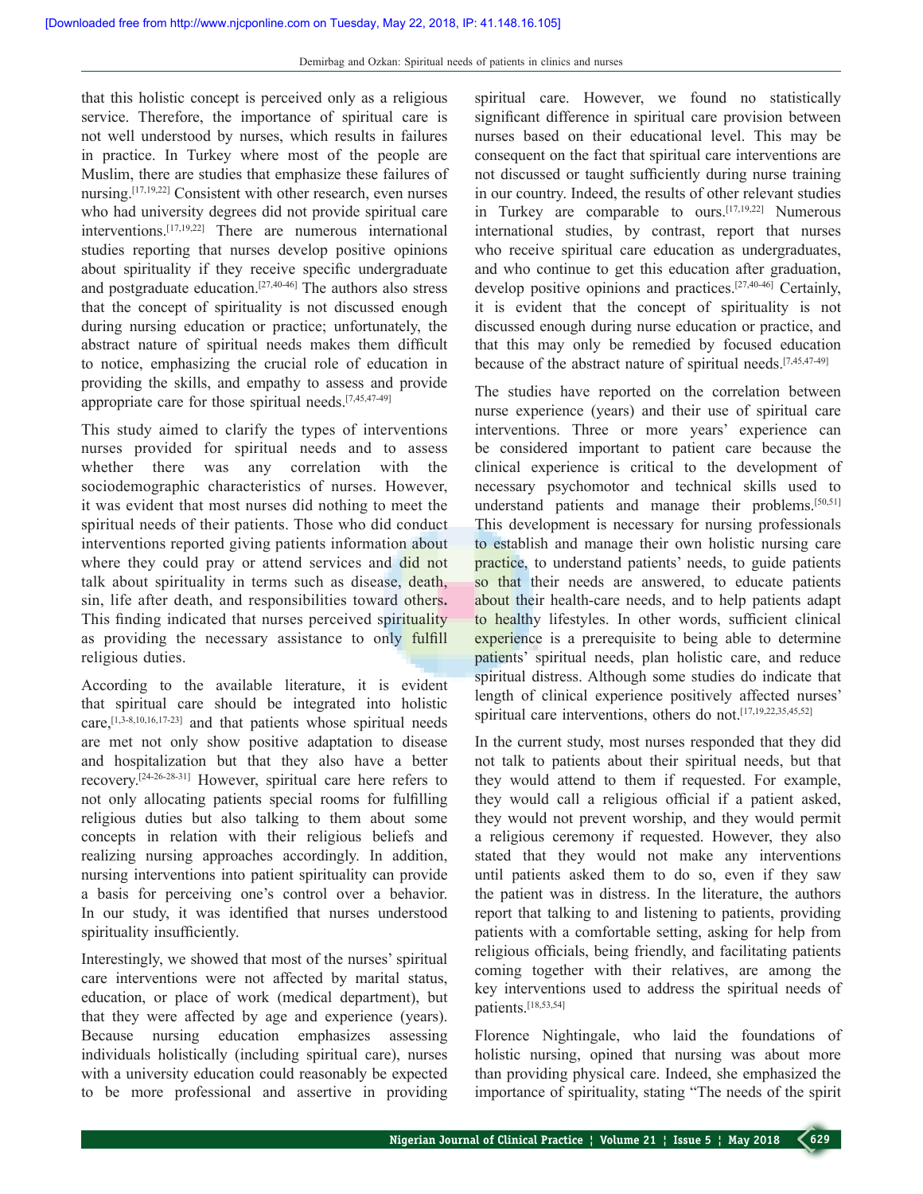that this holistic concept is perceived only as a religious service. Therefore, the importance of spiritual care is not well understood by nurses, which results in failures in practice. In Turkey where most of the people are Muslim, there are studies that emphasize these failures of nursing.[17,19,22] Consistent with other research, even nurses who had university degrees did not provide spiritual care interventions.[17,19,22] There are numerous international studies reporting that nurses develop positive opinions about spirituality if they receive specific undergraduate and postgraduate education.[27,40-46] The authors also stress that the concept of spirituality is not discussed enough during nursing education or practice; unfortunately, the abstract nature of spiritual needs makes them difficult to notice, emphasizing the crucial role of education in providing the skills, and empathy to assess and provide appropriate care for those spiritual needs.[7,45,47-49]

This study aimed to clarify the types of interventions nurses provided for spiritual needs and to assess whether there was any correlation with the sociodemographic characteristics of nurses. However, it was evident that most nurses did nothing to meet the spiritual needs of their patients. Those who did conduct interventions reported giving patients information about where they could pray or attend services and did not talk about spirituality in terms such as disease, death, sin, life after death, and responsibilities toward others. This finding indicated that nurses perceived spirituality as providing the necessary assistance to only fulfill religious duties.

According to the available literature, it is evident that spiritual care should be integrated into holistic care,[1,3-8,10,16,17-23] and that patients whose spiritual needs are met not only show positive adaptation to disease and hospitalization but that they also have a better recovery.[24-26,28-31] However, spiritual care here refers to not only allocating patients special rooms for fulfilling religious duties but also talking to them about some concepts in relation with their religious beliefs and realizing nursing approaches accordingly. In addition, nursing interventions into patient spirituality can provide a basis for perceiving one's control over a behavior. In our study, it was identified that nurses understood spirituality insufficiently.

Interestingly, we showed that most of the nurses' spiritual care interventions were not affected by marital status, education, or place of work (medical department), but that they were affected by age and experience (years). Because nursing education emphasizes assessing individuals holistically (including spiritual care), nurses with a university education could reasonably be expected to be more professional and assertive in providing spiritual care. However, we found no statistically significant difference in spiritual care provision between nurses based on their educational level. This may be consequent on the fact that spiritual care interventions are not discussed or taught sufficiently during nurse training in our country. Indeed, the results of other relevant studies in Turkey are comparable to ours.[17,19,22] Numerous international studies, by contrast, report that nurses who receive spiritual care education as undergraduates, and who continue to get this education after graduation, develop positive opinions and practices.[27,40-46] Certainly, it is evident that the concept of spirituality is not discussed enough during nurse education or practice, and that this may only be remedied by focused education because of the abstract nature of spiritual needs.[7,45,47-49]

The studies have reported on the correlation between nurse experience (years) and their use of spiritual care interventions. Three or more years' experience can be considered important to patient care because the clinical experience is critical to the development of necessary psychomotor and technical skills used to understand patients and manage their problems.[50,51] This development is necessary for nursing professionals to establish and manage their own holistic nursing care practice, to understand patients' needs, to guide patients so that their needs are answered, to educate patients about their health-care needs, and to help patients adapt to healthy lifestyles. In other words, sufficient clinical experience is a prerequisite to being able to determine patients' spiritual needs, plan holistic care, and reduce spiritual distress. Although some studies do indicate that length of clinical experience positively affected nurses' spiritual care interventions, others do not.[17,19,22,35,45,52]

In the current study, most nurses responded that they did not talk to patients about their spiritual needs, but that they would attend to them if requested. For example, they would call a religious official if a patient asked, they would not prevent worship, and they would permit a religious ceremony if requested. However, they also stated that they would not make any interventions until patients asked them to do so, even if they saw the patient was in distress. In the literature, the authors report that talking to and listening to patients, providing patients with a comfortable setting, asking for help from religious officials, being friendly, and facilitating patients coming together with their relatives, are among the key interventions used to address the spiritual needs of patients.[18,53,54]

Florence Nightingale, who laid the foundations of holistic nursing, opined that nursing was about more than providing physical care. Indeed, she emphasized the importance of spirituality, stating "The needs of the spirit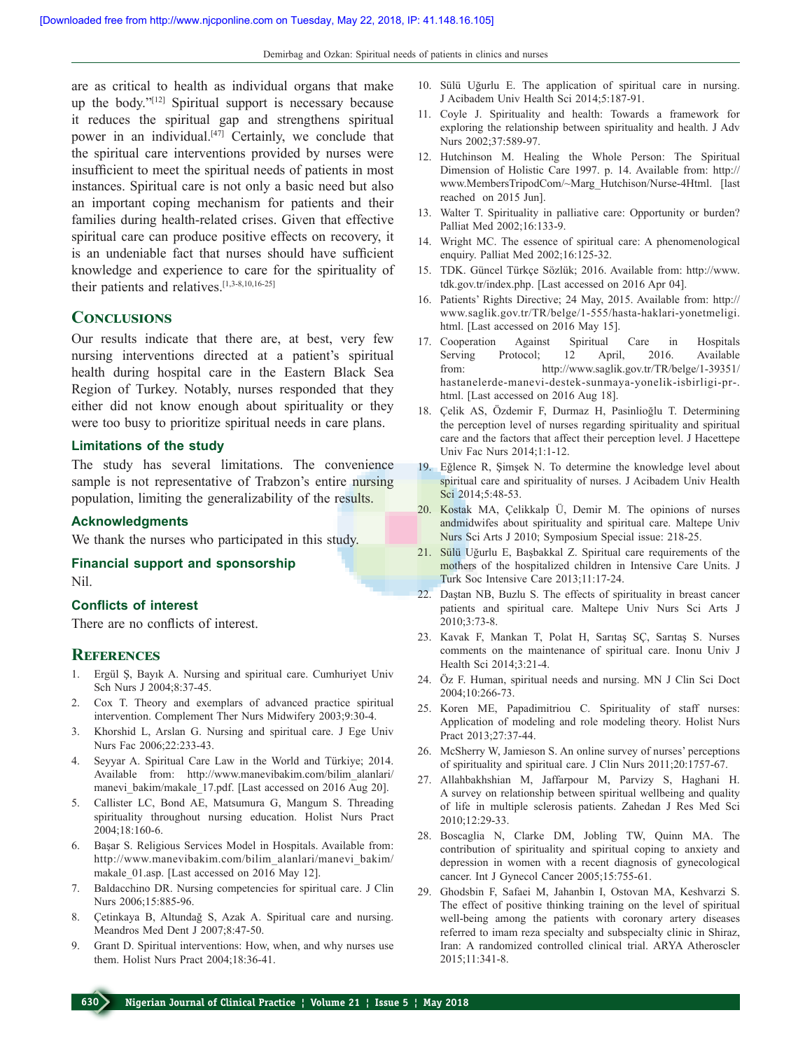are as critical to health as individual organs that make up the body."[12] Spiritual support is necessary because it reduces the spiritual gap and strengthens spiritual power in an individual.[47] Certainly, we conclude that the spiritual care interventions provided by nurses were insufficient to meet the spiritual needs of patients in most instances. Spiritual care is not only a basic need but also an important coping mechanism for patients and their families during health-related crises. Given that effective spiritual care can produce positive effects on recovery, it is an undeniable fact that nurses should have sufficient knowledge and experience to care for the spirituality of their patients and relatives.[1,3-8,10,16-25]

## Conclusions

Our results indicate that there are, at best, very few nursing interventions directed at a patient's spiritual health during hospital care in the Eastern Black Sea Region of Turkey. Notably, nurses responded that they either did not know enough about spirituality or they were too busy to prioritize spiritual needs in care plans.

### Limitations of the study

The study has several limitations. The convenience sample is not representative of Trabzon's entire nursing population, limiting the generalizability of the results.

### Acknowledgments

We thank the nurses who participated in this study.

### Financial support and sponsorship

Nil.

### Conflicts of interest

There are no conflicts of interest.

## References

1. Ergül Ş, Bayık A. Nursing and spiritual care. Cumhuriyet Univ Sch Nurs J 2004;8:37-45.
2. Cox T. Theory and exemplars of advanced practice spiritual intervention. Complement Ther Nurs Midwifery 2003;9:30-4.
3. Khorshid L, Arslan G. Nursing and spiritual care. J Ege Univ Nurs Fac 2006;22:233-43.
4. Seyyar A. Spiritual Care Law in the World and Türkiye; 2014. Available from: http://www.manevibakim.com/bilim_alanlari/manevi_bakim/makale_17.pdf. [Last accessed on 2016 Aug 20].
5. Callister LC, Bond AE, Matsumura G, Mangum S. Threading spirituality throughout nursing education. Holist Nurs Pract 2004;18:160-6.
6. Başar S. Religious Services Model in Hospitals. Available from: http://www.manevibakim.com/bilim_alanlari/manevi_bakim/makale_01.asp. [Last accessed on 2016 May 12].
7. Baldacchino DR. Nursing competencies for spiritual care. J Clin Nurs 2006;15:885-96.
8. Çetinkaya B, Altundağ S, Azak A. Spiritual care and nursing. Meandros Med Dent J 2007;8:47-50.
9. Grant D. Spiritual interventions: How, when, and why nurses use them. Holist Nurs Pract 2004;18:36-41.
10. Sülü Uğurlu E. The application of spiritual care in nursing. J Acibadem Univ Health Sci 2014;5:187-91.
11. Coyle J. Spirituality and health: Towards a framework for exploring the relationship between spirituality and health. J Adv Nurs 2002;37:589-97.
12. Hutchinson M. Healing the Whole Person: The Spiritual Dimension of Holistic Care 1997. p. 14. Available from: http://www.MembersTripodCom/~Marg_Hutchison/Nurse-4Html. [last reached on 2015 Jun].
13. Walter T. Spirituality in palliative care: Opportunity or burden? Palliat Med 2002;16:133-9.
14. Wright MC. The essence of spiritual care: A phenomenological enquiry. Palliat Med 2002;16:125-32.
15. TDK. Güncel Türkçe Sözlük; 2016. Available from: http://www.tdk.gov.tr/index.php. [Last accessed on 2016 Apr 04].
16. Patients' Rights Directive; 24 May, 2015. Available from: http://www.saglik.gov.tr/TR/belge/1-555/hasta-haklari-yonetmeligi.html. [Last accessed on 2016 May 15].
17. Cooperation Against Spiritual Care in Hospitals Serving Protocol; 12 April, 2016. Available from: http://www.saglik.gov.tr/TR/belge/1-39351/hastanelerde-manevi-destek-sunmaya-yonelik-isbirligi-pr-.html. [Last accessed on 2016 Aug 18].
18. Çelik AS, Özdemir F, Durmaz H, Pasinlioğlu T. Determining the perception level of nurses regarding spirituality and spiritual care and the factors that affect their perception level. J Hacettepe Univ Fac Nurs 2014;1:1-12.
19. Eğlence R, Şimşek N. To determine the knowledge level about spiritual care and spirituality of nurses. J Acibadem Univ Health Sci 2014;5:48-53.
20. Kostak MA, Çelikkalp Ü, Demir M. The opinions of nurses andmidwifes about spirituality and spiritual care. Maltepe Univ Nurs Sci Arts J 2010; Symposium Special issue: 218-25.
21. Sülü Uğurlu E, Başbakkal Z. Spiritual care requirements of the mothers of the hospitalized children in Intensive Care Units. J Turk Soc Intensive Care 2013;11:17-24.
22. Daştan NB, Buzlu S. The effects of spirituality in breast cancer patients and spiritual care. Maltepe Univ Nurs Sci Arts J 2010;3:73-8.
23. Kavak F, Mankan T, Polat H, Sarıtaş SÇ, Sarıtaş S. Nurses comments on the maintenance of spiritual care. Inonu Univ J Health Sci 2014;3:21-4.
24. Öz F. Human, spiritual needs and nursing. MN J Clin Sci Doct 2004;10:266-73.
25. Koren ME, Papadimitriou C. Spirituality of staff nurses: Application of modeling and role modeling theory. Holist Nurs Pract 2013;27:37-44.
26. McSherry W, Jamieson S. An online survey of nurses' perceptions of spirituality and spiritual care. J Clin Nurs 2011;20:1757-67.
27. Allahbakhshian M, Jaffarpour M, Parvizy S, Haghani H. A survey on relationship between spiritual wellbeing and quality of life in multiple sclerosis patients. Zahedan J Res Med Sci 2010;12:29-33.
28. Boscaglia N, Clarke DM, Jobling TW, Quinn MA. The contribution of spirituality and spiritual coping to anxiety and depression in women with a recent diagnosis of gynecological cancer. Int J Gynecol Cancer 2005;15:755-61.
29. Ghodsbin F, Safaei M, Jahanbin I, Ostovan MA, Keshvarzi S. The effect of positive thinking training on the level of spiritual well-being among the patients with coronary artery diseases referred to imam reza specialty and subspecialty clinic in Shiraz, Iran: A randomized controlled clinical trial. ARYA Atheroscler 2015;11:341-8.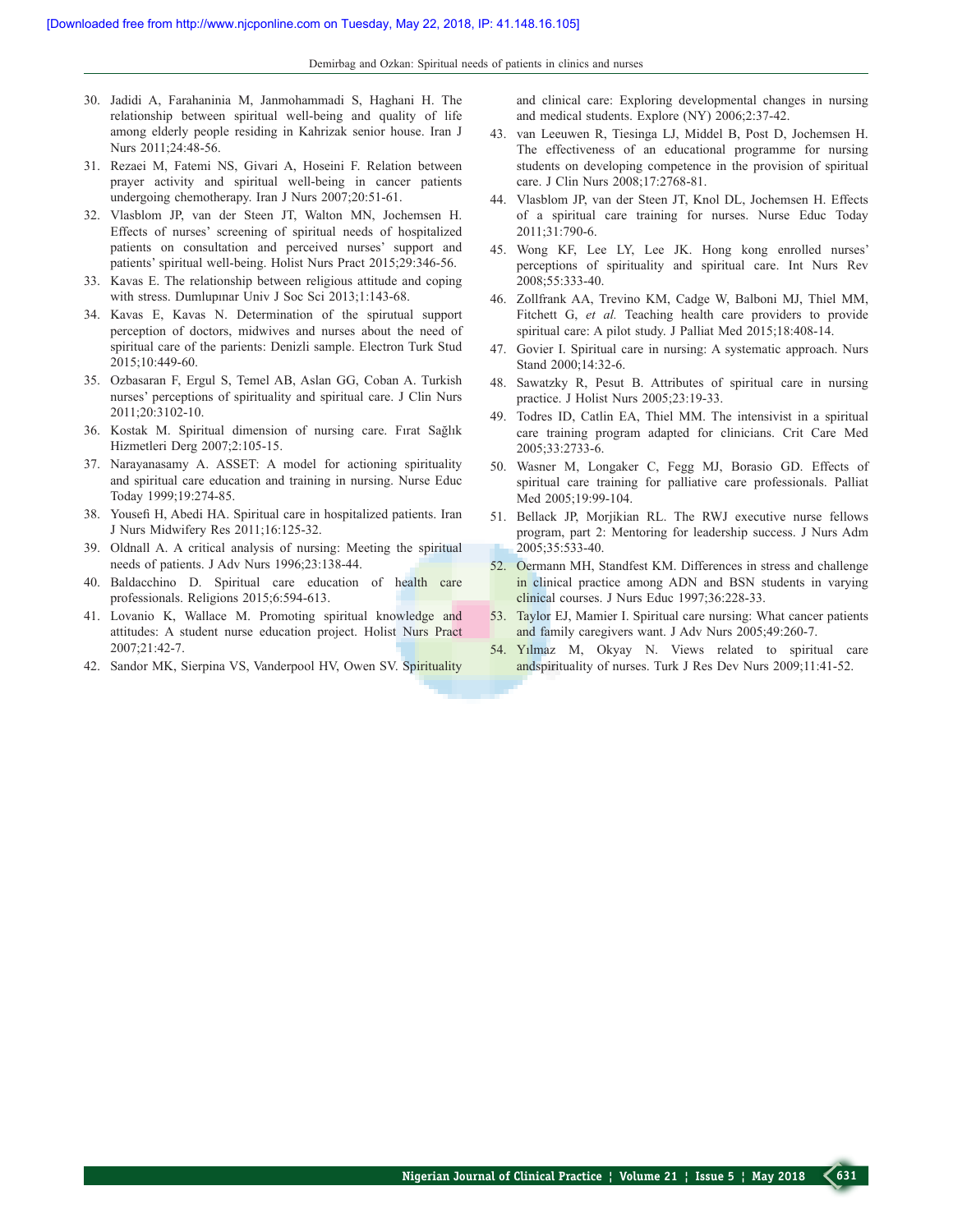30. Jadidi A, Farahaninia M, Janmohammadi S, Haghani H. The relationship between spiritual well-being and quality of life among elderly people residing in Kahrizak senior house. Iran J Nurs 2011;24:48-56.
31. Rezaei M, Fatemi NS, Givari A, Hoseini F. Relation between prayer activity and spiritual well-being in cancer patients undergoing chemotherapy. Iran J Nurs 2007;20:51-61.
32. Vlasblom JP, van der Steen JT, Walton MN, Jochemsen H. Effects of nurses' screening of spiritual needs of hospitalized patients on consultation and perceived nurses' support and patients' spiritual well-being. Holist Nurs Pract 2015;29:346-56.
33. Kavas E. The relationship between religious attitude and coping with stress. Dumlupınar Univ J Soc Sci 2013;1:143-68.
34. Kavas E, Kavas N. Determination of the spirutual support perception of doctors, midwives and nurses about the need of spiritual care of the parients: Denizli sample. Electron Turk Stud 2015;10:449-60.
35. Ozbasaran F, Ergul S, Temel AB, Aslan GG, Coban A. Turkish nurses' perceptions of spirituality and spiritual care. J Clin Nurs 2011;20:3102-10.
36. Kostak M. Spiritual dimension of nursing care. Fırat Sağlık Hizmetleri Derg 2007;2:105-15.
37. Narayanasamy A. ASSET: A model for actioning spirituality and spiritual care education and training in nursing. Nurse Educ Today 1999;19:274-85.
38. Yousefi H, Abedi HA. Spiritual care in hospitalized patients. Iran J Nurs Midwifery Res 2011;16:125-32.
39. Oldnall A. A critical analysis of nursing: Meeting the spiritual needs of patients. J Adv Nurs 1996;23:138-44.
40. Baldacchino D. Spiritual care education of health care professionals. Religions 2015;6:594-613.
41. Lovanio K, Wallace M. Promoting spiritual knowledge and attitudes: A student nurse education project. Holist Nurs Pract 2007;21:42-7.
42. Sandor MK, Sierpina VS, Vanderpool HV, Owen SV. Spirituality and clinical care: Exploring developmental changes in nursing and medical students. Explore (NY) 2006;2:37-42.
43. van Leeuwen R, Tiesinga LJ, Middel B, Post D, Jochemsen H. The effectiveness of an educational programme for nursing students on developing competence in the provision of spiritual care. J Clin Nurs 2008;17:2768-81.
44. Vlasblom JP, van der Steen JT, Knol DL, Jochemsen H. Effects of a spiritual care training for nurses. Nurse Educ Today 2011;31:790-6.
45. Wong KF, Lee LY, Lee JK. Hong kong enrolled nurses' perceptions of spirituality and spiritual care. Int Nurs Rev 2008;55:333-40.
46. Zollfrank AA, Trevino KM, Cadge W, Balboni MJ, Thiel MM, Fitchett G, *et al.* Teaching health care providers to provide spiritual care: A pilot study. J Palliat Med 2015;18:408-14.
47. Govier I. Spiritual care in nursing: A systematic approach. Nurs Stand 2000;14:32-6.
48. Sawatzky R, Pesut B. Attributes of spiritual care in nursing practice. J Holist Nurs 2005;23:19-33.
49. Todres ID, Catlin EA, Thiel MM. The intensivist in a spiritual care training program adapted for clinicians. Crit Care Med 2005;33:2733-6.
50. Wasner M, Longaker C, Fegg MJ, Borasio GD. Effects of spiritual care training for palliative care professionals. Palliat Med 2005;19:99-104.
51. Bellack JP, Morjikian RL. The RWJ executive nurse fellows program, part 2: Mentoring for leadership success. J Nurs Adm 2005;35:533-40.
52. Oermann MH, Standfest KM. Differences in stress and challenge in clinical practice among ADN and BSN students in varying clinical courses. J Nurs Educ 1997;36:228-33.
53. Taylor EJ, Mamier I. Spiritual care nursing: What cancer patients and family caregivers want. J Adv Nurs 2005;49:260-7.
54. Yılmaz M, Okyay N. Views related to spiritual care andspirituality of nurses. Turk J Res Dev Nurs 2009;11:41-52.